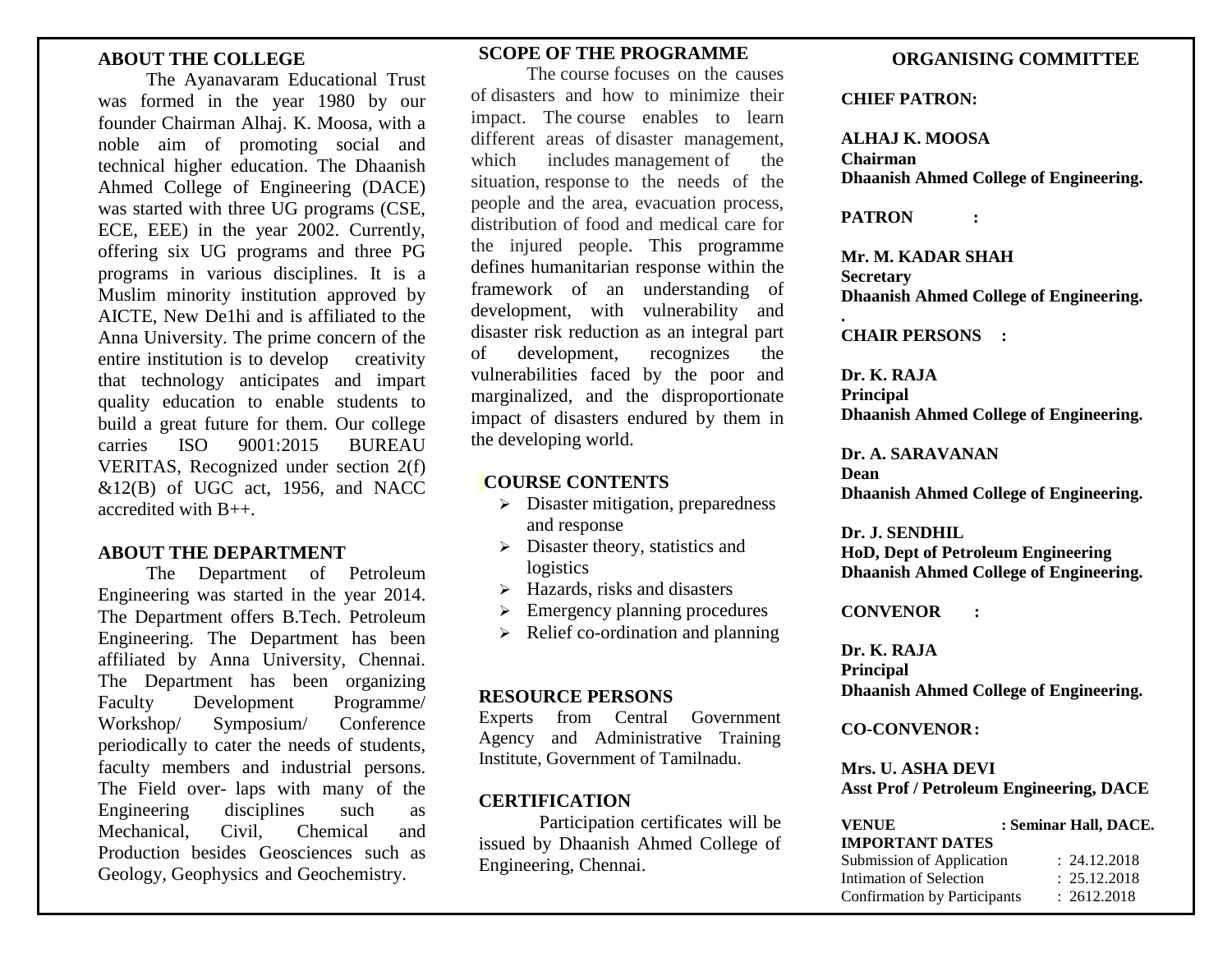## ABOUT THE COLLEGE

The Ayanavaram Educational Trust was formed in the year 1980 by our founder Chairman Alhaj. K. Moosa, with a noble aim of promoting social and technical higher education. The Dhaanish Ahmed College of Engineering (DACE) was started with three UG programs (CSE, ECE, EEE) in the year 2002. Currently, offering six UG programs and three PG programs in various disciplines. It is a Muslim minority institution approved by AICTE, New De1hi and is affiliated to the Anna University. The prime concern of the entire institution is to develop creativity that technology anticipates and impart quality education to enable students to build a great future for them. Our college carries ISO 9001:2015 BUREAU VERITAS, Recognized under section 2(f) &12(B) of UGC act, 1956, and NACC accredited with B++.

## ABOUT THE DEPARTMENT

The Department of Petroleum Engineering was started in the year 2014. The Department offers B.Tech. Petroleum Engineering. The Department has been affiliated by Anna University, Chennai. The Department has been organizing Faculty Development Programme/ Workshop/ Symposium/ Conference periodically to cater the needs of students, faculty members and industrial persons. The Field over- laps with many of the Engineering disciplines such as Mechanical, Civil, Chemical and Production besides Geosciences such as Geology, Geophysics and Geochemistry.

## SCOPE OF THE PROGRAMME

The course focuses on the causes of disasters and how to minimize their impact. The course enables to learn different areas of disaster management, which includes management of the situation, response to the needs of the people and the area, evacuation process, distribution of food and medical care for the injured people. This programme defines humanitarian response within the framework of an understanding of development, with vulnerability and disaster risk reduction as an integral part of development, recognizes the vulnerabilities faced by the poor and marginalized, and the disproportionate impact of disasters endured by them in the developing world.

## COURSE CONTENTS

- Disaster mitigation, preparedness and response
- Disaster theory, statistics and logistics
- Hazards, risks and disasters
- Emergency planning procedures
- Relief co-ordination and planning

## RESOURCE PERSONS

Experts from Central Government Agency and Administrative Training Institute, Government of Tamilnadu.

## CERTIFICATION

Participation certificates will be issued by Dhaanish Ahmed College of Engineering, Chennai.

## ORGANISING COMMITTEE

**CHIEF PATRON:**

**ALHAJ K. MOOSA**
**Chairman**
**Dhaanish Ahmed College of Engineering.**

**PATRON :**

**Mr. M. KADAR SHAH**
**Secretary**
**Dhaanish Ahmed College of Engineering.**

**CHAIR PERSONS :**

**Dr. K. RAJA**
**Principal**
**Dhaanish Ahmed College of Engineering.**

**Dr. A. SARAVANAN**
**Dean**
**Dhaanish Ahmed College of Engineering.**

**Dr. J. SENDHIL**
**HoD, Dept of Petroleum Engineering**
**Dhaanish Ahmed College of Engineering.**

**CONVENOR :**

**Dr. K. RAJA**
**Principal**
**Dhaanish Ahmed College of Engineering.**

**CO-CONVENOR :**

**Mrs. U. ASHA DEVI**
**Asst Prof / Petroleum Engineering, DACE**

**VENUE : Seminar Hall, DACE.**

**IMPORTANT DATES**

| | |
|---|---|
| Submission of Application | : 24.12.2018 |
| Intimation of Selection | : 25.12.2018 |
| Confirmation by Participants | : 2612.2018 |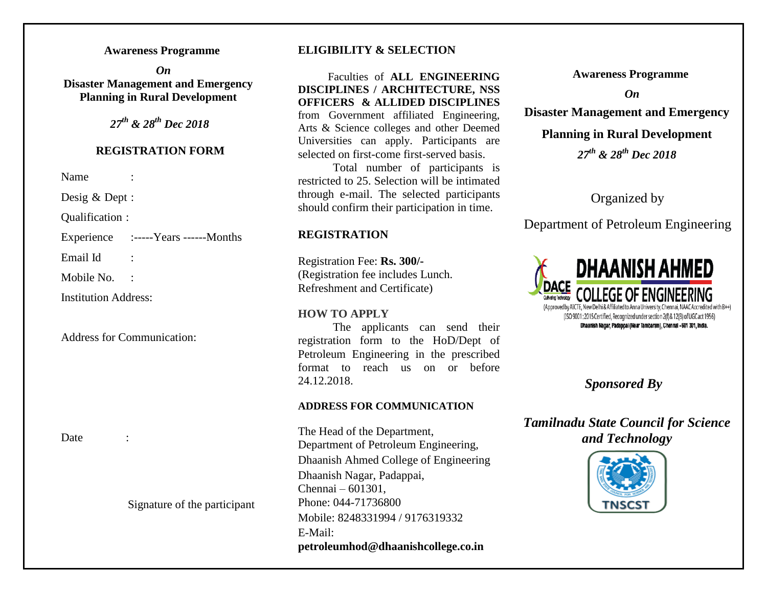**Awareness Programme**

***On***

**Disaster Management and Emergency Planning in Rural Development**

***27th & 28th Dec 2018***

## REGISTRATION FORM

Name :

Desig & Dept :

Qualification :

Experience :-----Years ------Months

Email Id :

Mobile No. :

Institution Address:

Address for Communication:

Date :

Signature of the participant

## ELIGIBILITY & SELECTION

Faculties of **ALL ENGINEERING DISCIPLINES / ARCHITECTURE, NSS OFFICERS & ALLIED DISCIPLINES** from Government affiliated Engineering, Arts & Science colleges and other Deemed Universities can apply. Participants are selected on first-come first-served basis.

Total number of participants is restricted to 25. Selection will be intimated through e-mail. The selected participants should confirm their participation in time.

## REGISTRATION

Registration Fee: **Rs. 300/-**
(Registration fee includes Lunch. Refreshment and Certificate)

## HOW TO APPLY

The applicants can send their registration form to the HoD/Dept of Petroleum Engineering in the prescribed format to reach us on or before 24.12.2018.

## ADDRESS FOR COMMUNICATION

The Head of the Department,
Department of Petroleum Engineering,
Dhaanish Ahmed College of Engineering
Dhaanish Nagar, Padappai,
Chennai – 601301,
Phone: 044-71736800
Mobile: 8248331994 / 9176319332
E-Mail:
**petroleumhod@dhaanishcollege.co.in**

**Awareness Programme**

***On***

**Disaster Management and Emergency Planning in Rural Development**

***27th & 28th Dec 2018***

Organized by

Department of Petroleum Engineering

DACE Cultivating Technology

DHAANISH AHMED COLLEGE OF ENGINEERING

(Approved by AICTE, New Delhi & Affiliated to Anna University, Chennai, NAAC Accredited with B++)
(ISO 9001:2015 Certified, Recognized under section 2(f) & 12(B) of UGC act 1956)
Dhaanish Nagar, Padappai (Near Tambaram), Chennai - 601 301, India.

***Sponsored By***

***Tamilnadu State Council for Science and Technology***

TNSCST